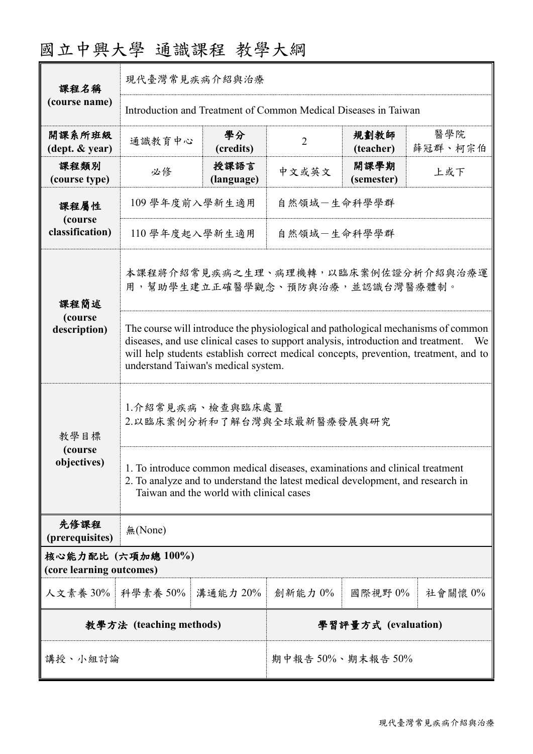# 國立中興大學 通識課程 教學大綱

| 課程名稱 (course name) | 現代臺灣常見疾病介紹與治療 | | | | |
|---|---|---|---|---|---|
| | Introduction and Treatment of Common Medical Diseases in Taiwan | | | | |
| 開課系所班級 (dept. & year) | 通識教育中心 | 學分 (credits) | 2 | 規劃教師 (teacher) | 醫學院 薛冠群、柯宗伯 |
| 課程類別 (course type) | 必修 | 授課語言 (language) | 中文或英文 | 開課學期 (semester) | 上或下 |
| 課程屬性 (course classification) | 109 學年度前入學新生適用 | | 自然領域－生命科學學群 | | |
| | 110 學年度起入學新生適用 | | 自然領域－生命科學學群 | | |
| 課程簡述 (course description) | 本課程將介紹常見疾病之生理、病理機轉，以臨床案例佐證分析介紹與治療運用，幫助學生建立正確醫學觀念、預防與治療，並認識台灣醫療體制。 | | | | |
| | The course will introduce the physiological and pathological mechanisms of common diseases, and use clinical cases to support analysis, introduction and treatment. We will help students establish correct medical concepts, prevention, treatment, and to understand Taiwan's medical system. | | | | |
| 教學目標 (course objectives) | 1.介紹常見疾病、檢查與臨床處置<br>2.以臨床案例分析和了解台灣與全球最新醫療發展與研究 | | | | |
| | 1. To introduce common medical diseases, examinations and clinical treatment<br>2. To analyze and to understand the latest medical development, and research in Taiwan and the world with clinical cases | | | | |
| 先修課程 (prerequisites) | 無(None) | | | | |

**核心能力配比 (六項加總 100%) (core learning outcomes)**

| 人文素養 30% | 科學素養 50% | 溝通能力 20% | 創新能力 0% | 國際視野 0% | 社會關懷 0% |
|---|---|---|---|---|---|

| 教學方法 (teaching methods) | 學習評量方式 (evaluation) |
|---|---|
| 講授、小組討論 | 期中報告 50%、期末報告 50% |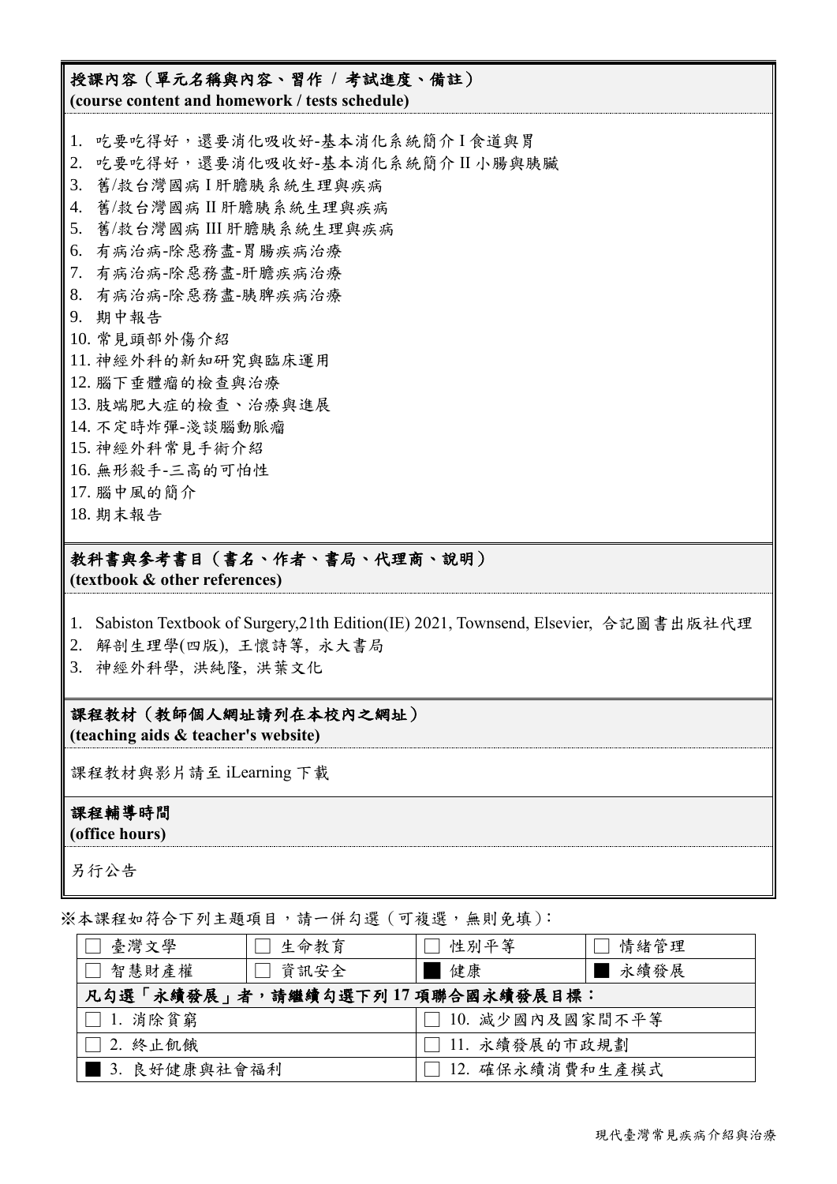## 授課內容（單元名稱與內容、習作 / 考試進度、備註）
**(course content and homework / tests schedule)**

1. 吃要吃得好，還要消化吸收好-基本消化系統簡介 I 食道與胃
2. 吃要吃得好，還要消化吸收好-基本消化系統簡介 II 小腸與胰臟
3. 舊/救台灣國病 I 肝膽胰系統生理與疾病
4. 舊/救台灣國病 II 肝膽胰系統生理與疾病
5. 舊/救台灣國病 III 肝膽胰系統生理與疾病
6. 有病治病-除惡務盡-胃腸疾病治療
7. 有病治病-除惡務盡-肝膽疾病治療
8. 有病治病-除惡務盡-胰脾疾病治療
9. 期中報告
10. 常見頭部外傷介紹
11. 神經外科的新知研究與臨床運用
12. 腦下垂體瘤的檢查與治療
13. 肢端肥大症的檢查、治療與進展
14. 不定時炸彈-淺談腦動脈瘤
15. 神經外科常見手術介紹
16. 無形殺手-三高的可怕性
17. 腦中風的簡介
18. 期末報告

## 教科書與參考書目（書名、作者、書局、代理商、說明）
**(textbook & other references)**

1. Sabiston Textbook of Surgery,21th Edition(IE) 2021, Townsend, Elsevier, 合記圖書出版社代理
2. 解剖生理學(四版), 王懷詩等, 永大書局
3. 神經外科學, 洪純隆, 洪葉文化

## 課程教材（教師個人網址請列在本校內之網址）
**(teaching aids & teacher's website)**

課程教材與影片請至 iLearning 下載

## 課程輔導時間
**(office hours)**

另行公告

※本課程如符合下列主題項目，請一併勾選（可複選，無則免填）：

| ☐ 臺灣文學 | ☐ 生命教育 | ☐ 性別平等 | ☐ 情緒管理 |
|---|---|---|---|
| ☐ 智慧財產權 | ☐ 資訊安全 | ■ 健康 | ■ 永續發展 |
| **凡勾選「永續發展」者，請繼續勾選下列 17 項聯合國永續發展目標：** | | | |
| ☐ 1. 消除貧窮 | | ☐ 10. 減少國內及國家間不平等 | |
| ☐ 2. 終止飢餓 | | ☐ 11. 永續發展的市政規劃 | |
| ■ 3. 良好健康與社會福利 | | ☐ 12. 確保永續消費和生產模式 | |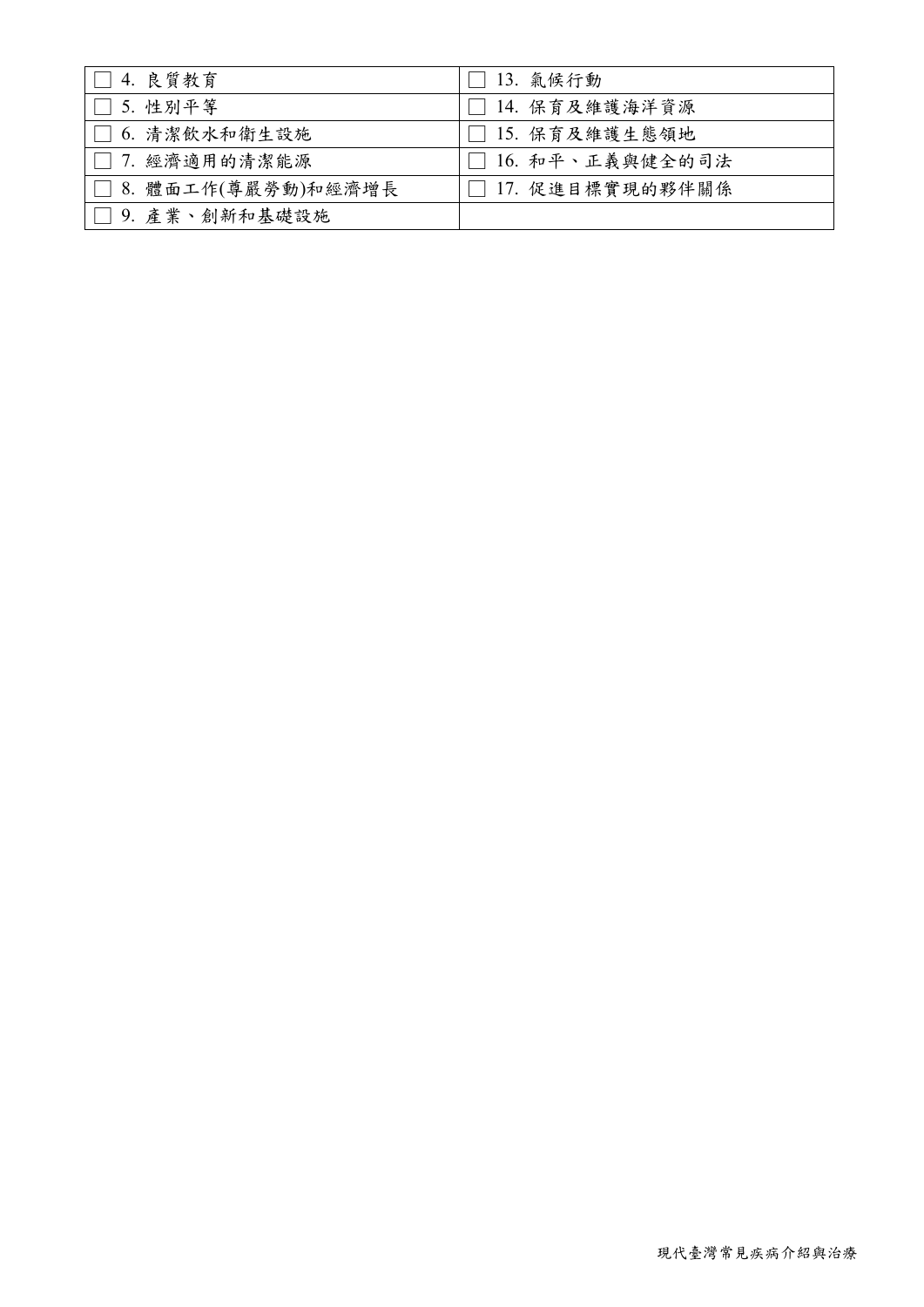| | |
|---|---|
| ☐ 4. 良質教育 | ☐ 13. 氣候行動 |
| ☐ 5. 性別平等 | ☐ 14. 保育及維護海洋資源 |
| ☐ 6. 清潔飲水和衛生設施 | ☐ 15. 保育及維護生態領地 |
| ☐ 7. 經濟適用的清潔能源 | ☐ 16. 和平、正義與健全的司法 |
| ☐ 8. 體面工作(尊嚴勞動)和經濟增長 | ☐ 17. 促進目標實現的夥伴關係 |
| ☐ 9. 產業、創新和基礎設施 | |